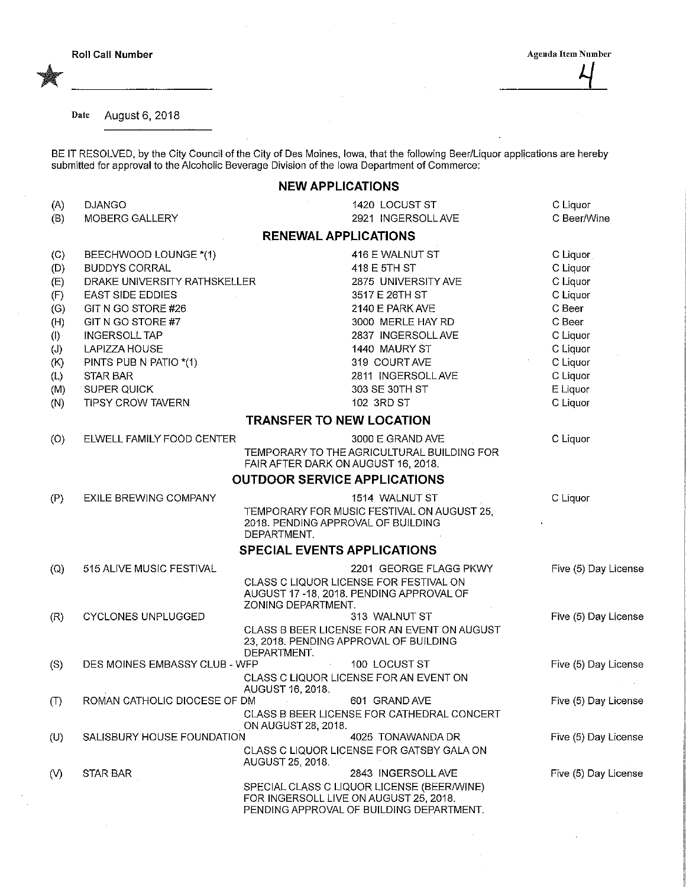Roll Call Number

Agenda Item Number

4

Date August 6, 2018

BE IT RESOLVED, by the City Council of the City of Des Moines, Iowa, that the following Beer/Liquor applications are hereby submitted for approval to the Alcoholic Beverage Division of the Iowa Department of Commerce:

## NEW APPLICATIONS

| | | | |
|---|---|---|---|
| (A) | DJANGO | 1420 LOCUST ST | C Liquor |
| (B) | MOBERG GALLERY | 2921 INGERSOLL AVE | C Beer/Wine |

## RENEWAL APPLICATIONS

| | | | |
|---|---|---|---|
| (C) | BEECHWOOD LOUNGE *(1) | 416 E WALNUT ST | C Liquor |
| (D) | BUDDYS CORRAL | 418 E 5TH ST | C Liquor |
| (E) | DRAKE UNIVERSITY RATHSKELLER | 2875 UNIVERSITY AVE | C Liquor |
| (F) | EAST SIDE EDDIES | 3517 E 26TH ST | C Liquor |
| (G) | GIT N GO STORE #26 | 2140 E PARK AVE | C Beer |
| (H) | GIT N GO STORE #7 | 3000 MERLE HAY RD | C Beer |
| (I) | INGERSOLL TAP | 2837 INGERSOLL AVE | C Liquor |
| (J) | LAPIZZA HOUSE | 1440 MAURY ST | C Liquor |
| (K) | PINTS PUB N PATIO *(1) | 319 COURT AVE | C Liquor |
| (L) | STAR BAR | 2811 INGERSOLL AVE | C Liquor |
| (M) | SUPER QUICK | 303 SE 30TH ST | E Liquor |
| (N) | TIPSY CROW TAVERN | 102 3RD ST | C Liquor |

## TRANSFER TO NEW LOCATION

| | | | |
|---|---|---|---|
| (O) | ELWELL FAMILY FOOD CENTER | 3000 E GRAND AVE<br>TEMPORARY TO THE AGRICULTURAL BUILDING FOR FAIR AFTER DARK ON AUGUST 16, 2018. | C Liquor |

## OUTDOOR SERVICE APPLICATIONS

| | | | |
|---|---|---|---|
| (P) | EXILE BREWING COMPANY | 1514 WALNUT ST<br>TEMPORARY FOR MUSIC FESTIVAL ON AUGUST 25, 2018. PENDING APPROVAL OF BUILDING DEPARTMENT. | C Liquor |

## SPECIAL EVENTS APPLICATIONS

| | | | |
|---|---|---|---|
| (Q) | 515 ALIVE MUSIC FESTIVAL | 2201 GEORGE FLAGG PKWY<br>CLASS C LIQUOR LICENSE FOR FESTIVAL ON AUGUST 17 -18, 2018. PENDING APPROVAL OF ZONING DEPARTMENT. | Five (5) Day License |
| (R) | CYCLONES UNPLUGGED | 313 WALNUT ST<br>CLASS B BEER LICENSE FOR AN EVENT ON AUGUST 23, 2018. PENDING APPROVAL OF BUILDING DEPARTMENT. | Five (5) Day License |
| (S) | DES MOINES EMBASSY CLUB - WFP | 100 LOCUST ST<br>CLASS C LIQUOR LICENSE FOR AN EVENT ON AUGUST 16, 2018. | Five (5) Day License |
| (T) | ROMAN CATHOLIC DIOCESE OF DM | 601 GRAND AVE<br>CLASS B BEER LICENSE FOR CATHEDRAL CONCERT ON AUGUST 28, 2018. | Five (5) Day License |
| (U) | SALISBURY HOUSE FOUNDATION | 4025 TONAWANDA DR<br>CLASS C LIQUOR LICENSE FOR GATSBY GALA ON AUGUST 25, 2018. | Five (5) Day License |
| (V) | STAR BAR | 2843 INGERSOLL AVE<br>SPECIAL CLASS C LIQUOR LICENSE (BEER/WINE) FOR INGERSOLL LIVE ON AUGUST 25, 2018. PENDING APPROVAL OF BUILDING DEPARTMENT. | Five (5) Day License |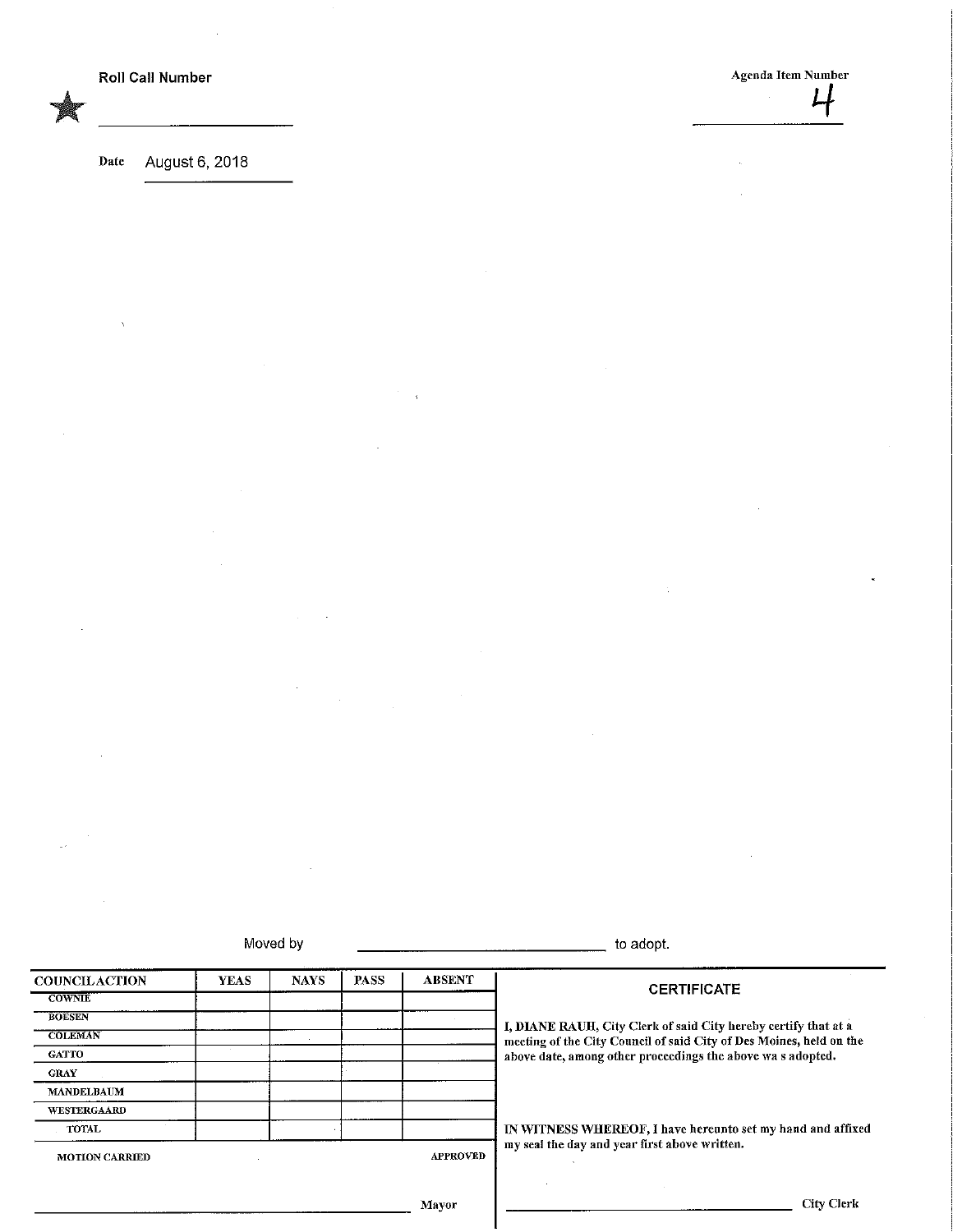★

Roll Call Number

Agenda Item Number

4

Date August 6, 2018

Moved by ____________________ to adopt.

| COUNCIL ACTION | YEAS | NAYS | PASS | ABSENT |
|---|---|---|---|---|
| COWNIE | | | | |
| BOESEN | | | | |
| COLEMAN | | | | |
| GATTO | | | | |
| GRAY | | | | |
| MANDELBAUM | | | | |
| WESTERGAARD | | | | |
| TOTAL | | | | |

MOTION CARRIED APPROVED

____________________ Mayor

**CERTIFICATE**

I, DIANE RAUH, City Clerk of said City hereby certify that at a meeting of the City Council of said City of Des Moines, held on the above date, among other proceedings the above wa s adopted.

IN WITNESS WHEREOF, I have hereunto set my hand and affixed my seal the day and year first above written.

____________________ City Clerk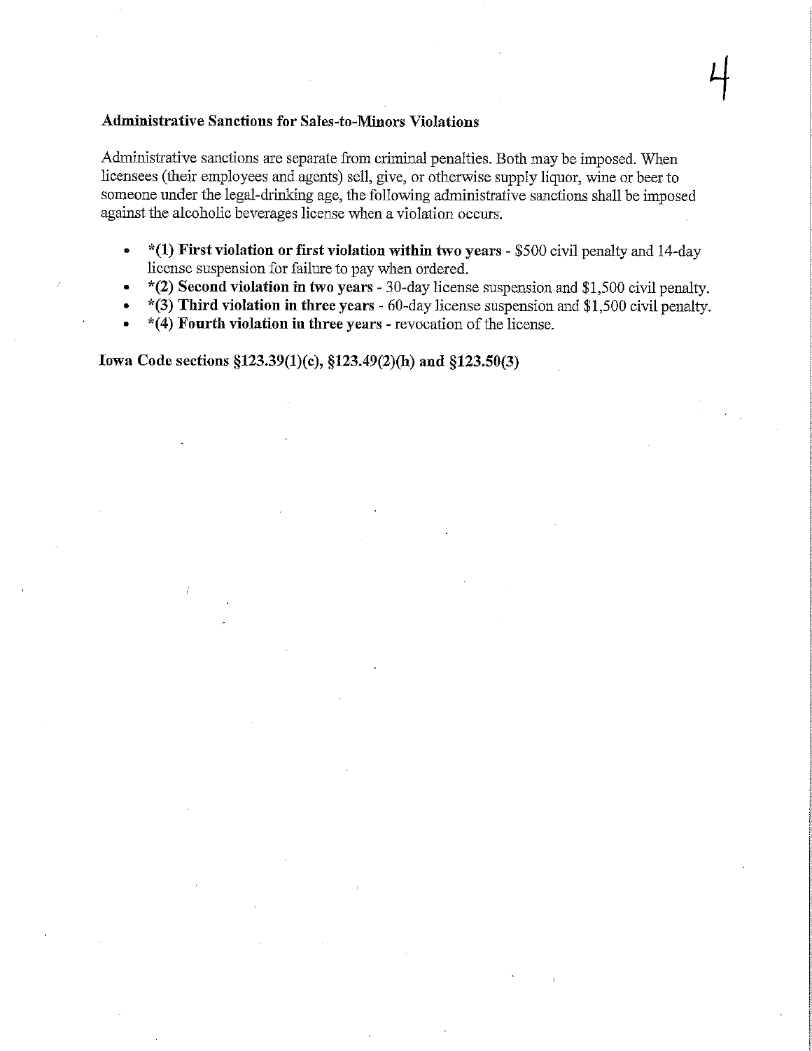**Administrative Sanctions for Sales-to-Minors Violations**

Administrative sanctions are separate from criminal penalties. Both may be imposed. When licensees (their employees and agents) sell, give, or otherwise supply liquor, wine or beer to someone under the legal-drinking age, the following administrative sanctions shall be imposed against the alcoholic beverages license when a violation occurs.

- ***(1) First violation or first violation within two years** - $500 civil penalty and 14-day license suspension for failure to pay when ordered.
- ***(2) Second violation in two years** - 30-day license suspension and $1,500 civil penalty.
- ***(3) Third violation in three years** - 60-day license suspension and $1,500 civil penalty.
- ***(4) Fourth violation in three years** - revocation of the license.

**Iowa Code sections §123.39(1)(c), §123.49(2)(h) and §123.50(3)**